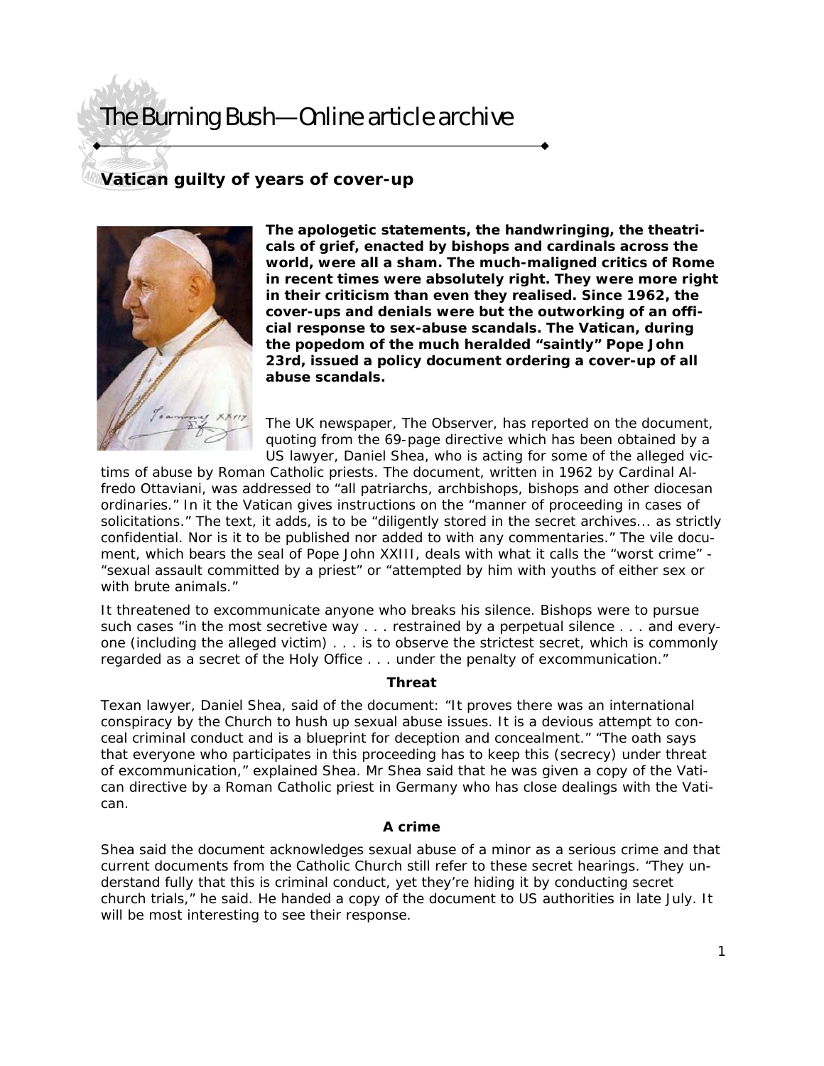# The Burning Bush—Online article archive

## Vatican guilty of years of cover-up

**The apologetic statements, the handwringing, the theatricals of grief, enacted by bishops and cardinals across the world, were all a sham. The much-maligned critics of Rome in recent times were absolutely right. They were more right in their criticism than even they realised. Since 1962, the cover-ups and denials were but the outworking of an official response to sex-abuse scandals. The Vatican, during the popedom of the much heralded "saintly" Pope John 23rd, issued a policy document ordering a cover-up of all abuse scandals.**

The UK newspaper, The Observer, has reported on the document, quoting from the 69-page directive which has been obtained by a US lawyer, Daniel Shea, who is acting for some of the alleged victims of abuse by Roman Catholic priests. The document, written in 1962 by Cardinal Alfredo Ottaviani, was addressed to "all patriarchs, archbishops, bishops and other diocesan ordinaries." In it the Vatican gives instructions on the "manner of proceeding in cases of solicitations." The text, it adds, is to be "diligently stored in the secret archives... as strictly confidential. Nor is it to be published nor added to with any commentaries." The vile document, which bears the seal of Pope John XXIII, deals with what it calls the "worst crime" - "sexual assault committed by a priest" or "attempted by him with youths of either sex or with brute animals."

It threatened to excommunicate anyone who breaks his silence. Bishops were to pursue such cases "in the most secretive way . . . restrained by a perpetual silence . . . and everyone (including the alleged victim) . . . is to observe the strictest secret, which is commonly regarded as a secret of the Holy Office . . . under the penalty of excommunication."

**Threat**

Texan lawyer, Daniel Shea, said of the document: "It proves there was an international conspiracy by the Church to hush up sexual abuse issues. It is a devious attempt to conceal criminal conduct and is a blueprint for deception and concealment." "The oath says that everyone who participates in this proceeding has to keep this (secrecy) under threat of excommunication," explained Shea. Mr Shea said that he was given a copy of the Vatican directive by a Roman Catholic priest in Germany who has close dealings with the Vatican.

**A crime**

Shea said the document acknowledges sexual abuse of a minor as a serious crime and that current documents from the Catholic Church still refer to these secret hearings. "They understand fully that this is criminal conduct, yet they're hiding it by conducting secret church trials," he said. He handed a copy of the document to US authorities in late July. It will be most interesting to see their response.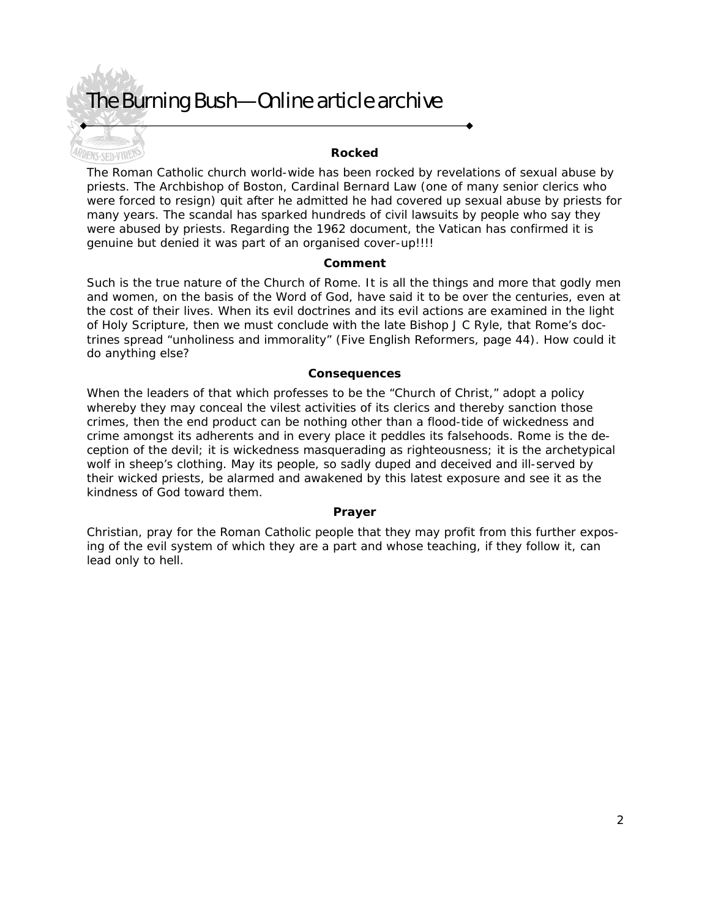### Rocked

The Roman Catholic church world-wide has been rocked by revelations of sexual abuse by priests. The Archbishop of Boston, Cardinal Bernard Law (one of many senior clerics who were forced to resign) quit after he admitted he had covered up sexual abuse by priests for many years. The scandal has sparked hundreds of civil lawsuits by people who say they were abused by priests. Regarding the 1962 document, the Vatican has confirmed it is genuine but denied it was part of an organised cover-up!!!!

### Comment

Such is the true nature of the Church of Rome. It is all the things and more that godly men and women, on the basis of the Word of God, have said it to be over the centuries, even at the cost of their lives. When its evil doctrines and its evil actions are examined in the light of Holy Scripture, then we must conclude with the late Bishop J C Ryle, that Rome's doctrines spread "unholiness and immorality" (Five English Reformers, page 44). How could it do anything else?

### Consequences

When the leaders of that which professes to be the "Church of Christ," adopt a policy whereby they may conceal the vilest activities of its clerics and thereby sanction those crimes, then the end product can be nothing other than a flood-tide of wickedness and crime amongst its adherents and in every place it peddles its falsehoods. Rome is the deception of the devil; it is wickedness masquerading as righteousness; it is the archetypical wolf in sheep's clothing. May its people, so sadly duped and deceived and ill-served by their wicked priests, be alarmed and awakened by this latest exposure and see it as the kindness of God toward them.

### Prayer

Christian, pray for the Roman Catholic people that they may profit from this further exposing of the evil system of which they are a part and whose teaching, if they follow it, can lead only to hell.